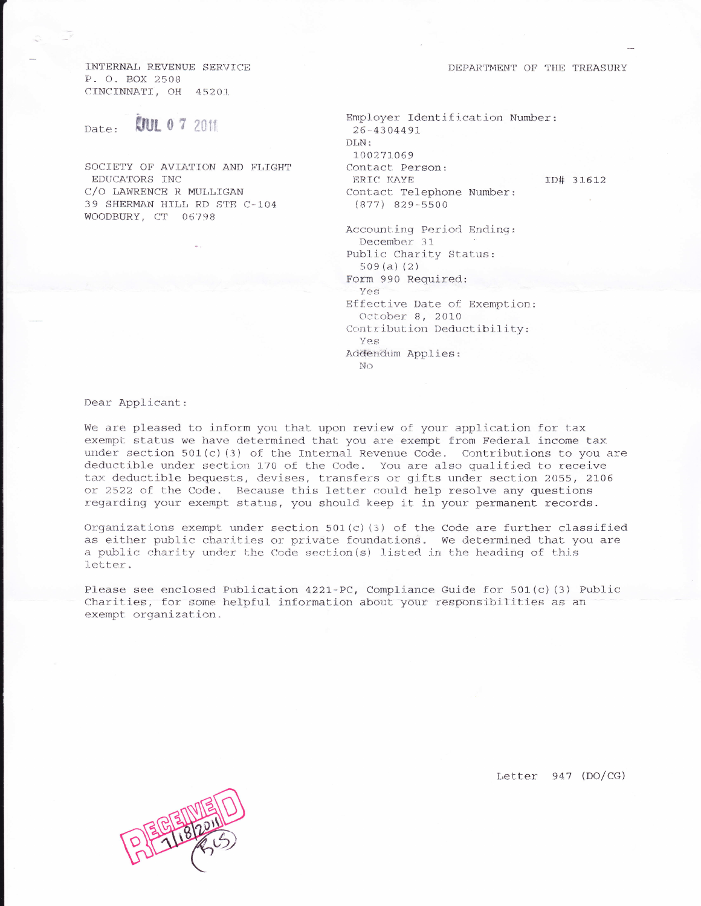INTERNAL REVENUE SERVICE
P. O. BOX 2508
CINCINNATI, OH 45201

DEPARTMENT OF THE TREASURY

Date: JUL 07 2011

SOCIETY OF AVIATION AND FLIGHT
EDUCATORS INC
C/O LAWRENCE R MULLIGAN
39 SHERMAN HILL RD STE C-104
WOODBURY, CT 06798

Employer Identification Number:
26-4304491
DLN:
100271069
Contact Person:
ERIC KAYE ID# 31612
Contact Telephone Number:
(877) 829-5500

Accounting Period Ending:
December 31
Public Charity Status:
509(a)(2)
Form 990 Required:
Yes
Effective Date of Exemption:
October 8, 2010
Contribution Deductibility:
Yes
Addendum Applies:
No

Dear Applicant:

We are pleased to inform you that upon review of your application for tax exempt status we have determined that you are exempt from Federal income tax under section 501(c)(3) of the Internal Revenue Code. Contributions to you are deductible under section 170 of the Code. You are also qualified to receive tax deductible bequests, devises, transfers or gifts under section 2055, 2106 or 2522 of the Code. Because this letter could help resolve any questions regarding your exempt status, you should keep it in your permanent records.

Organizations exempt under section 501(c)(3) of the Code are further classified as either public charities or private foundations. We determined that you are a public charity under the Code section(s) listed in the heading of this letter.

Please see enclosed Publication 4221-PC, Compliance Guide for 501(c)(3) Public Charities, for some helpful information about your responsibilities as an exempt organization.

Letter 947 (DO/CG)

RECEIVED 7/18/2011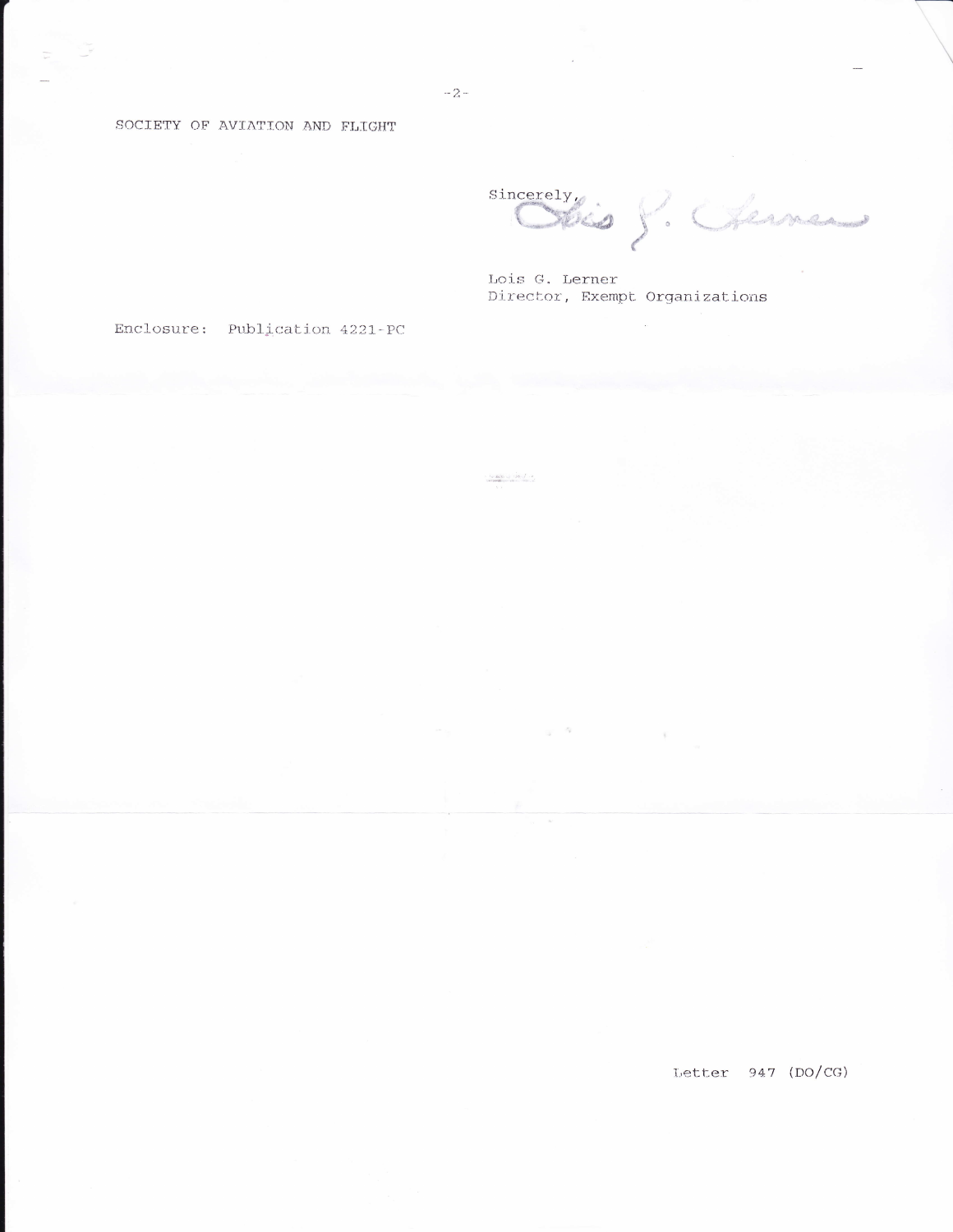SOCIETY OF AVIATION AND FLIGHT

Sincerely,

Lois G. Lerner
Director, Exempt Organizations

Enclosure: Publication 4221-PC

Letter 947 (DO/CG)